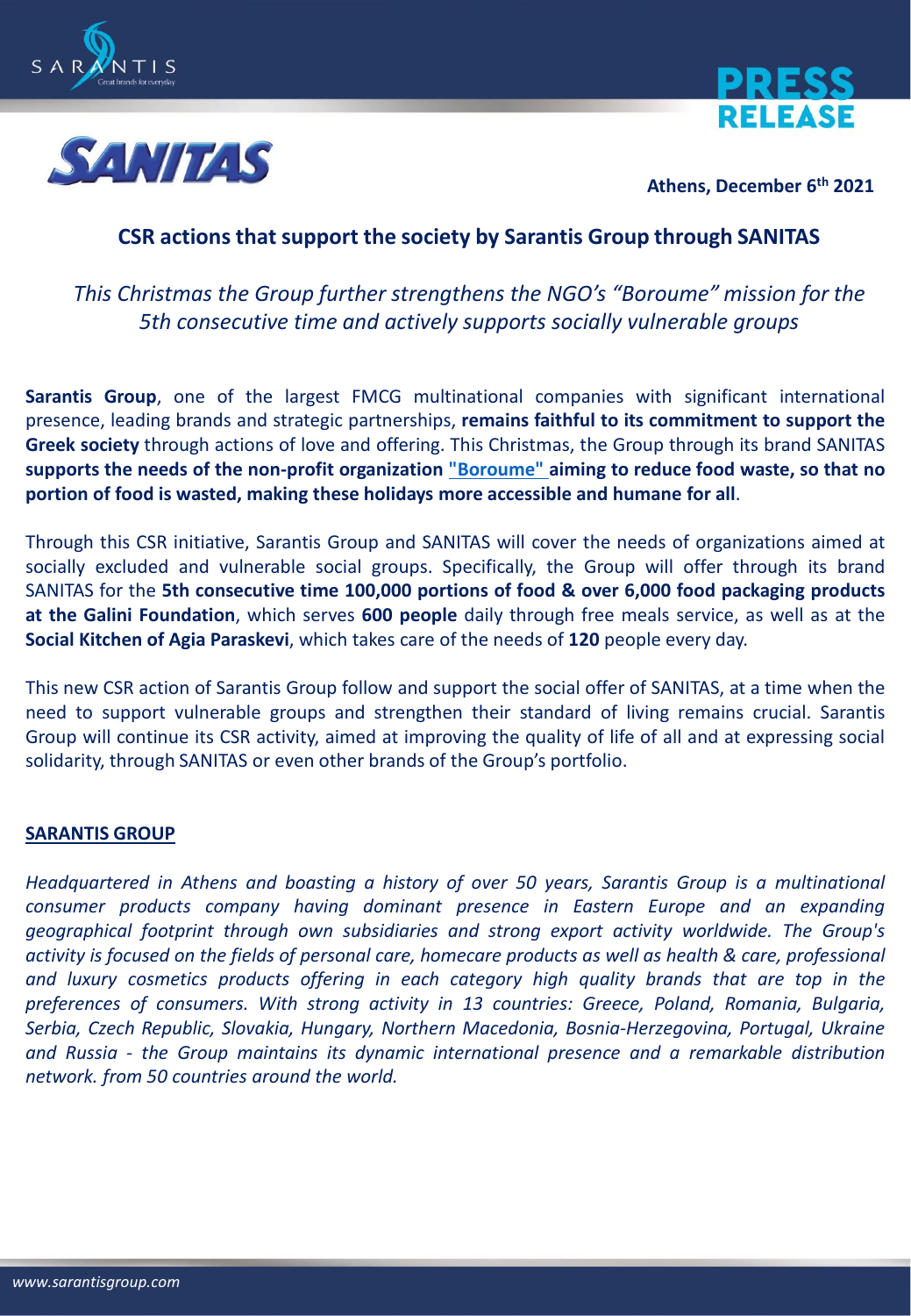**PRESS RELEASE**

Athens, December 6th 2021

# CSR actions that support the society by Sarantis Group through SANITAS

*This Christmas the Group further strengthens the NGO's "Boroume" mission for the 5th consecutive time and actively supports socially vulnerable groups*

**Sarantis Group**, one of the largest FMCG multinational companies with significant international presence, leading brands and strategic partnerships, **remains faithful to its commitment to support the Greek society** through actions of love and offering. This Christmas, the Group through its brand SANITAS **supports the needs of the non-profit organization "Boroume" aiming to reduce food waste, so that no portion of food is wasted, making these holidays more accessible and humane for all**.

Through this CSR initiative, Sarantis Group and SANITAS will cover the needs of organizations aimed at socially excluded and vulnerable social groups. Specifically, the Group will offer through its brand SANITAS for the **5th consecutive time 100,000 portions of food & over 6,000 food packaging products at the Galini Foundation**, which serves **600 people** daily through free meals service, as well as at the **Social Kitchen of Agia Paraskevi**, which takes care of the needs of **120** people every day.

This new CSR action of Sarantis Group follow and support the social offer of SANITAS, at a time when the need to support vulnerable groups and strengthen their standard of living remains crucial. Sarantis Group will continue its CSR activity, aimed at improving the quality of life of all and at expressing social solidarity, through SANITAS or even other brands of the Group's portfolio.

## SARANTIS GROUP

*Headquartered in Athens and boasting a history of over 50 years, Sarantis Group is a multinational consumer products company having dominant presence in Eastern Europe and an expanding geographical footprint through own subsidiaries and strong export activity worldwide. The Group's activity is focused on the fields of personal care, homecare products as well as health & care, professional and luxury cosmetics products offering in each category high quality brands that are top in the preferences of consumers. With strong activity in 13 countries: Greece, Poland, Romania, Bulgaria, Serbia, Czech Republic, Slovakia, Hungary, Northern Macedonia, Bosnia-Herzegovina, Portugal, Ukraine and Russia - the Group maintains its dynamic international presence and a remarkable distribution network. from 50 countries around the world.*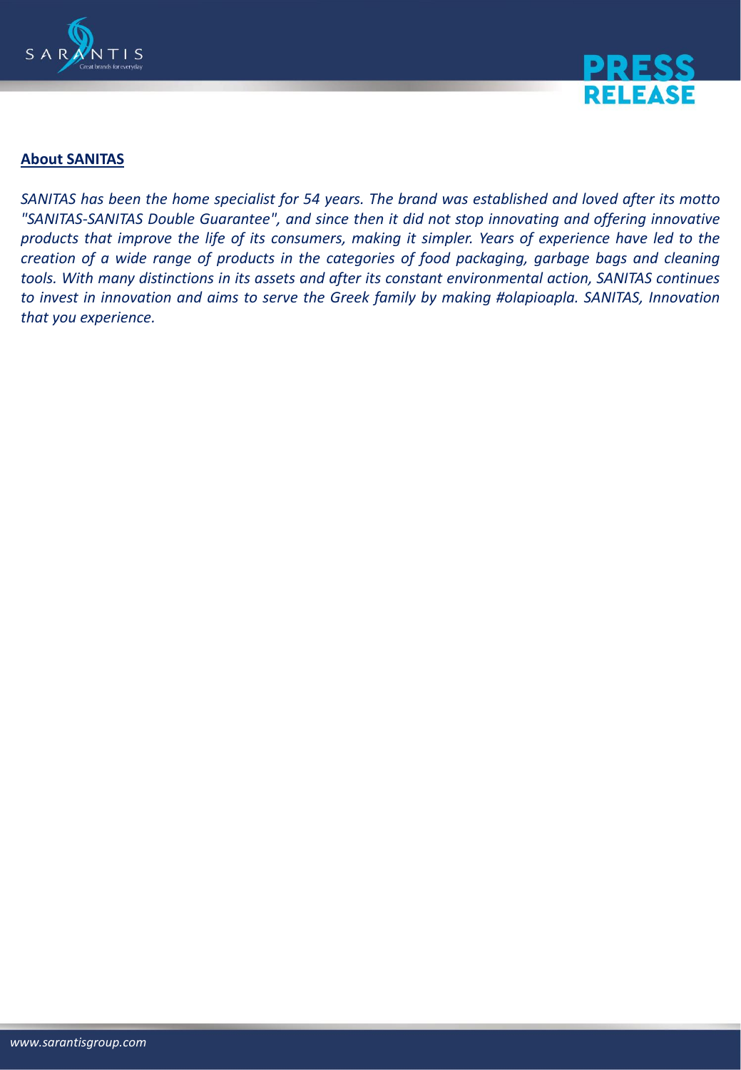**About SANITAS**

*SANITAS has been the home specialist for 54 years. The brand was established and loved after its motto "SANITAS-SANITAS Double Guarantee", and since then it did not stop innovating and offering innovative products that improve the life of its consumers, making it simpler. Years of experience have led to the creation of a wide range of products in the categories of food packaging, garbage bags and cleaning tools. With many distinctions in its assets and after its constant environmental action, SANITAS continues to invest in innovation and aims to serve the Greek family by making #olapioapla. SANITAS, Innovation that you experience.*